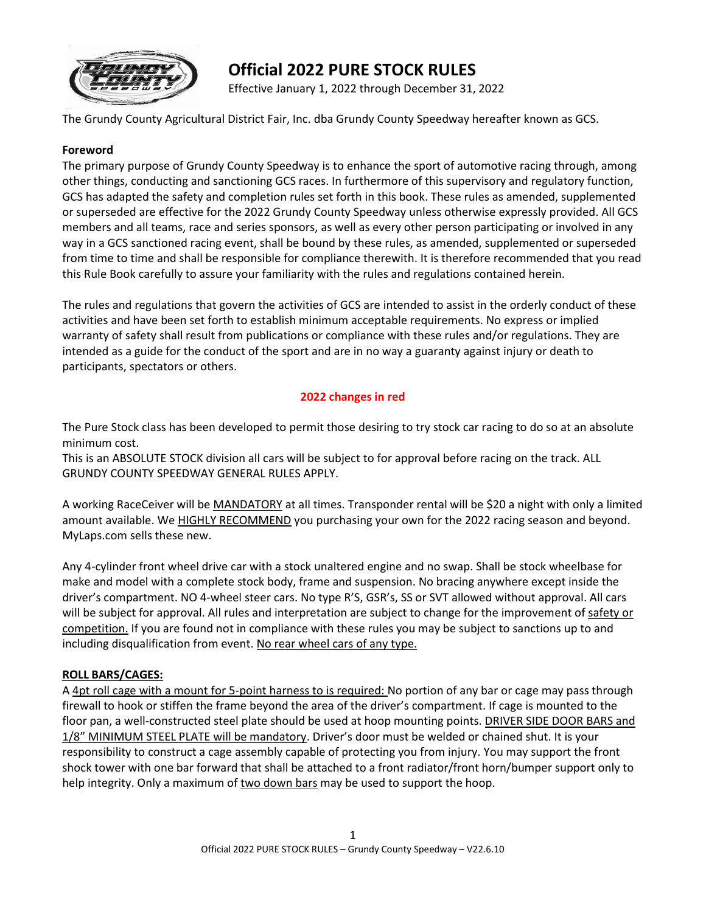# Official 2022 PURE STOCK RULES

Effective January 1, 2022 through December 31, 2022

The Grundy County Agricultural District Fair, Inc. dba Grundy County Speedway hereafter known as GCS.

**Foreword**

The primary purpose of Grundy County Speedway is to enhance the sport of automotive racing through, among other things, conducting and sanctioning GCS races. In furthermore of this supervisory and regulatory function, GCS has adapted the safety and completion rules set forth in this book. These rules as amended, supplemented or superseded are effective for the 2022 Grundy County Speedway unless otherwise expressly provided. All GCS members and all teams, race and series sponsors, as well as every other person participating or involved in any way in a GCS sanctioned racing event, shall be bound by these rules, as amended, supplemented or superseded from time to time and shall be responsible for compliance therewith. It is therefore recommended that you read this Rule Book carefully to assure your familiarity with the rules and regulations contained herein.

The rules and regulations that govern the activities of GCS are intended to assist in the orderly conduct of these activities and have been set forth to establish minimum acceptable requirements. No express or implied warranty of safety shall result from publications or compliance with these rules and/or regulations. They are intended as a guide for the conduct of the sport and are in no way a guaranty against injury or death to participants, spectators or others.

**2022 changes in red**

The Pure Stock class has been developed to permit those desiring to try stock car racing to do so at an absolute minimum cost.
This is an ABSOLUTE STOCK division all cars will be subject to for approval before racing on the track. ALL GRUNDY COUNTY SPEEDWAY GENERAL RULES APPLY.

A working RaceCeiver will be MANDATORY at all times. Transponder rental will be $20 a night with only a limited amount available. We HIGHLY RECOMMEND you purchasing your own for the 2022 racing season and beyond. MyLaps.com sells these new.

Any 4-cylinder front wheel drive car with a stock unaltered engine and no swap. Shall be stock wheelbase for make and model with a complete stock body, frame and suspension. No bracing anywhere except inside the driver's compartment. NO 4-wheel steer cars. No type R'S, GSR's, SS or SVT allowed without approval. All cars will be subject for approval. All rules and interpretation are subject to change for the improvement of safety or competition. If you are found not in compliance with these rules you may be subject to sanctions up to and including disqualification from event. No rear wheel cars of any type.

**ROLL BARS/CAGES:**

A 4pt roll cage with a mount for 5-point harness to is required: No portion of any bar or cage may pass through firewall to hook or stiffen the frame beyond the area of the driver's compartment. If cage is mounted to the floor pan, a well-constructed steel plate should be used at hoop mounting points. DRIVER SIDE DOOR BARS and 1/8" MINIMUM STEEL PLATE will be mandatory. Driver's door must be welded or chained shut. It is your responsibility to construct a cage assembly capable of protecting you from injury. You may support the front shock tower with one bar forward that shall be attached to a front radiator/front horn/bumper support only to help integrity. Only a maximum of two down bars may be used to support the hoop.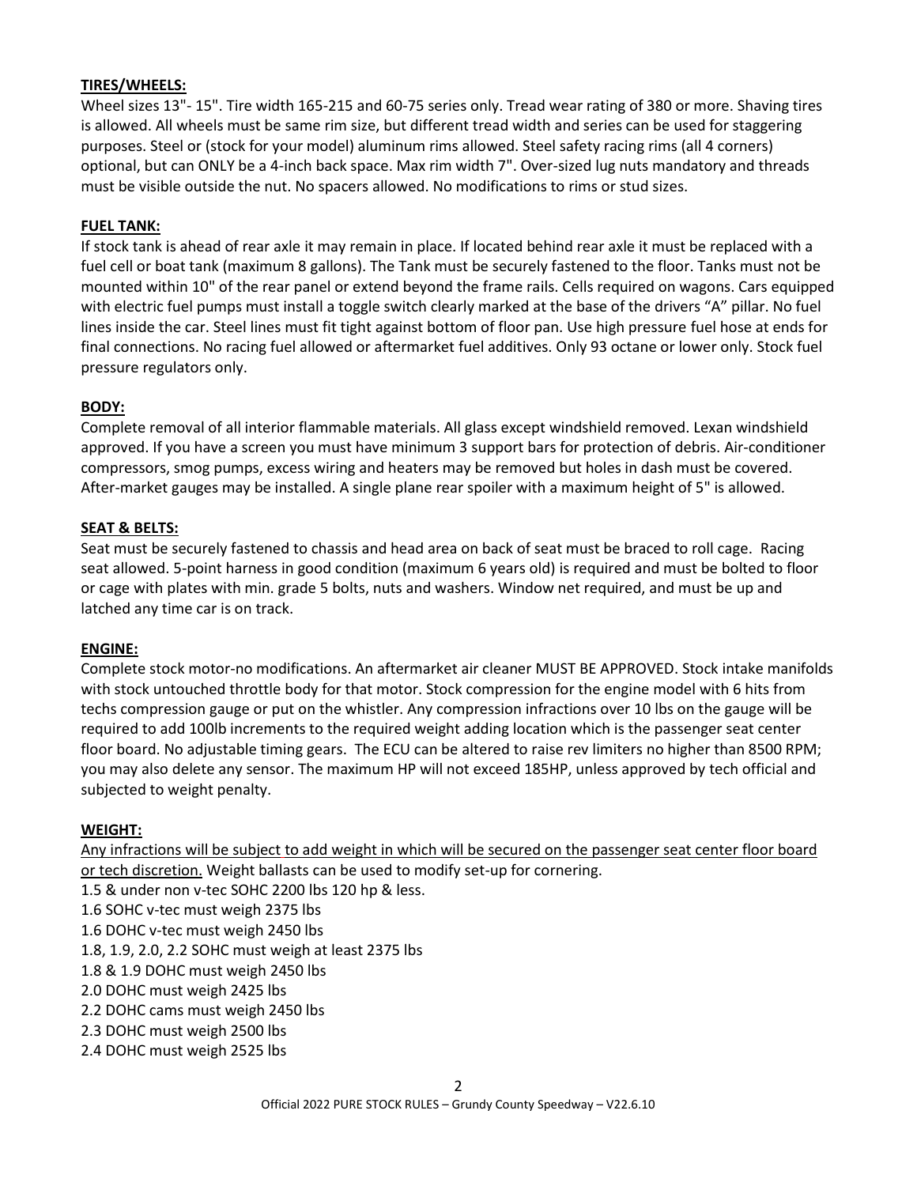**TIRES/WHEELS:**

Wheel sizes 13"- 15". Tire width 165-215 and 60-75 series only. Tread wear rating of 380 or more. Shaving tires is allowed. All wheels must be same rim size, but different tread width and series can be used for staggering purposes. Steel or (stock for your model) aluminum rims allowed. Steel safety racing rims (all 4 corners) optional, but can ONLY be a 4-inch back space. Max rim width 7". Over-sized lug nuts mandatory and threads must be visible outside the nut. No spacers allowed. No modifications to rims or stud sizes.

**FUEL TANK:**

If stock tank is ahead of rear axle it may remain in place. If located behind rear axle it must be replaced with a fuel cell or boat tank (maximum 8 gallons). The Tank must be securely fastened to the floor. Tanks must not be mounted within 10" of the rear panel or extend beyond the frame rails. Cells required on wagons. Cars equipped with electric fuel pumps must install a toggle switch clearly marked at the base of the drivers "A" pillar. No fuel lines inside the car. Steel lines must fit tight against bottom of floor pan. Use high pressure fuel hose at ends for final connections. No racing fuel allowed or aftermarket fuel additives. Only 93 octane or lower only. Stock fuel pressure regulators only.

**BODY:**

Complete removal of all interior flammable materials. All glass except windshield removed. Lexan windshield approved. If you have a screen you must have minimum 3 support bars for protection of debris. Air-conditioner compressors, smog pumps, excess wiring and heaters may be removed but holes in dash must be covered. After-market gauges may be installed. A single plane rear spoiler with a maximum height of 5" is allowed.

**SEAT & BELTS:**

Seat must be securely fastened to chassis and head area on back of seat must be braced to roll cage. Racing seat allowed. 5-point harness in good condition (maximum 6 years old) is required and must be bolted to floor or cage with plates with min. grade 5 bolts, nuts and washers. Window net required, and must be up and latched any time car is on track.

**ENGINE:**

Complete stock motor-no modifications. An aftermarket air cleaner MUST BE APPROVED. Stock intake manifolds with stock untouched throttle body for that motor. Stock compression for the engine model with 6 hits from techs compression gauge or put on the whistler. Any compression infractions over 10 lbs on the gauge will be required to add 100lb increments to the required weight adding location which is the passenger seat center floor board. No adjustable timing gears. The ECU can be altered to raise rev limiters no higher than 8500 RPM; you may also delete any sensor. The maximum HP will not exceed 185HP, unless approved by tech official and subjected to weight penalty.

**WEIGHT:**

Any infractions will be subject to add weight in which will be secured on the passenger seat center floor board or tech discretion. Weight ballasts can be used to modify set-up for cornering.

1.5 & under non v-tec SOHC 2200 lbs 120 hp & less.
1.6 SOHC v-tec must weigh 2375 lbs
1.6 DOHC v-tec must weigh 2450 lbs
1.8, 1.9, 2.0, 2.2 SOHC must weigh at least 2375 lbs
1.8 & 1.9 DOHC must weigh 2450 lbs
2.0 DOHC must weigh 2425 lbs
2.2 DOHC cams must weigh 2450 lbs
2.3 DOHC must weigh 2500 lbs
2.4 DOHC must weigh 2525 lbs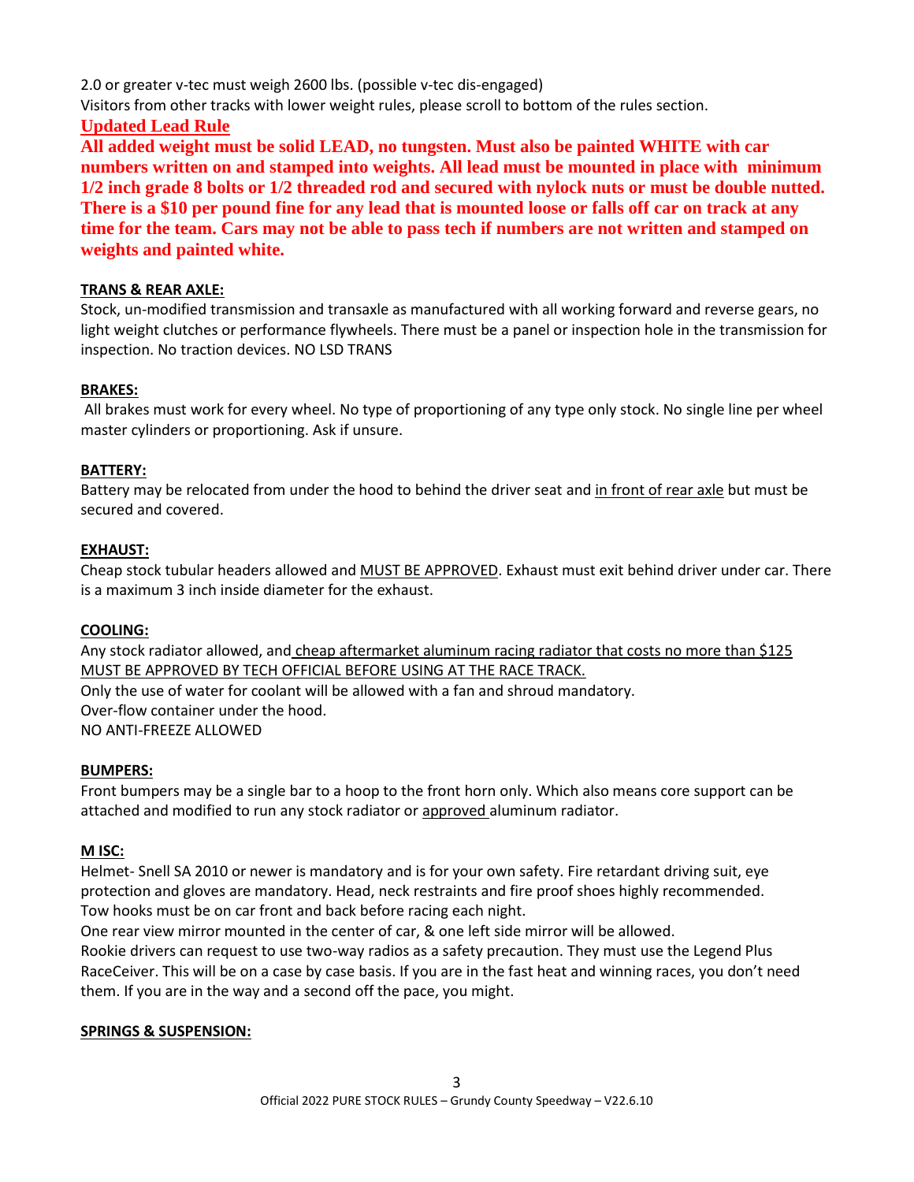2.0 or greater v-tec must weigh 2600 lbs. (possible v-tec dis-engaged)

Visitors from other tracks with lower weight rules, please scroll to bottom of the rules section.

**Updated Lead Rule**

**All added weight must be solid LEAD, no tungsten. Must also be painted WHITE with car numbers written on and stamped into weights. All lead must be mounted in place with minimum 1/2 inch grade 8 bolts or 1/2 threaded rod and secured with nylock nuts or must be double nutted. There is a $10 per pound fine for any lead that is mounted loose or falls off car on track at any time for the team. Cars may not be able to pass tech if numbers are not written and stamped on weights and painted white.**

**TRANS & REAR AXLE:**

Stock, un-modified transmission and transaxle as manufactured with all working forward and reverse gears, no light weight clutches or performance flywheels. There must be a panel or inspection hole in the transmission for inspection. No traction devices. NO LSD TRANS

**BRAKES:**

All brakes must work for every wheel. No type of proportioning of any type only stock. No single line per wheel master cylinders or proportioning. Ask if unsure.

**BATTERY:**

Battery may be relocated from under the hood to behind the driver seat and in front of rear axle but must be secured and covered.

**EXHAUST:**

Cheap stock tubular headers allowed and MUST BE APPROVED. Exhaust must exit behind driver under car. There is a maximum 3 inch inside diameter for the exhaust.

**COOLING:**

Any stock radiator allowed, and cheap aftermarket aluminum racing radiator that costs no more than $125 MUST BE APPROVED BY TECH OFFICIAL BEFORE USING AT THE RACE TRACK.

Only the use of water for coolant will be allowed with a fan and shroud mandatory.

Over-flow container under the hood.

NO ANTI-FREEZE ALLOWED

**BUMPERS:**

Front bumpers may be a single bar to a hoop to the front horn only. Which also means core support can be attached and modified to run any stock radiator or approved aluminum radiator.

**M ISC:**

Helmet- Snell SA 2010 or newer is mandatory and is for your own safety. Fire retardant driving suit, eye protection and gloves are mandatory. Head, neck restraints and fire proof shoes highly recommended.

Tow hooks must be on car front and back before racing each night.

One rear view mirror mounted in the center of car, & one left side mirror will be allowed.

Rookie drivers can request to use two-way radios as a safety precaution. They must use the Legend Plus RaceCeiver. This will be on a case by case basis. If you are in the fast heat and winning races, you don't need them. If you are in the way and a second off the pace, you might.

**SPRINGS & SUSPENSION:**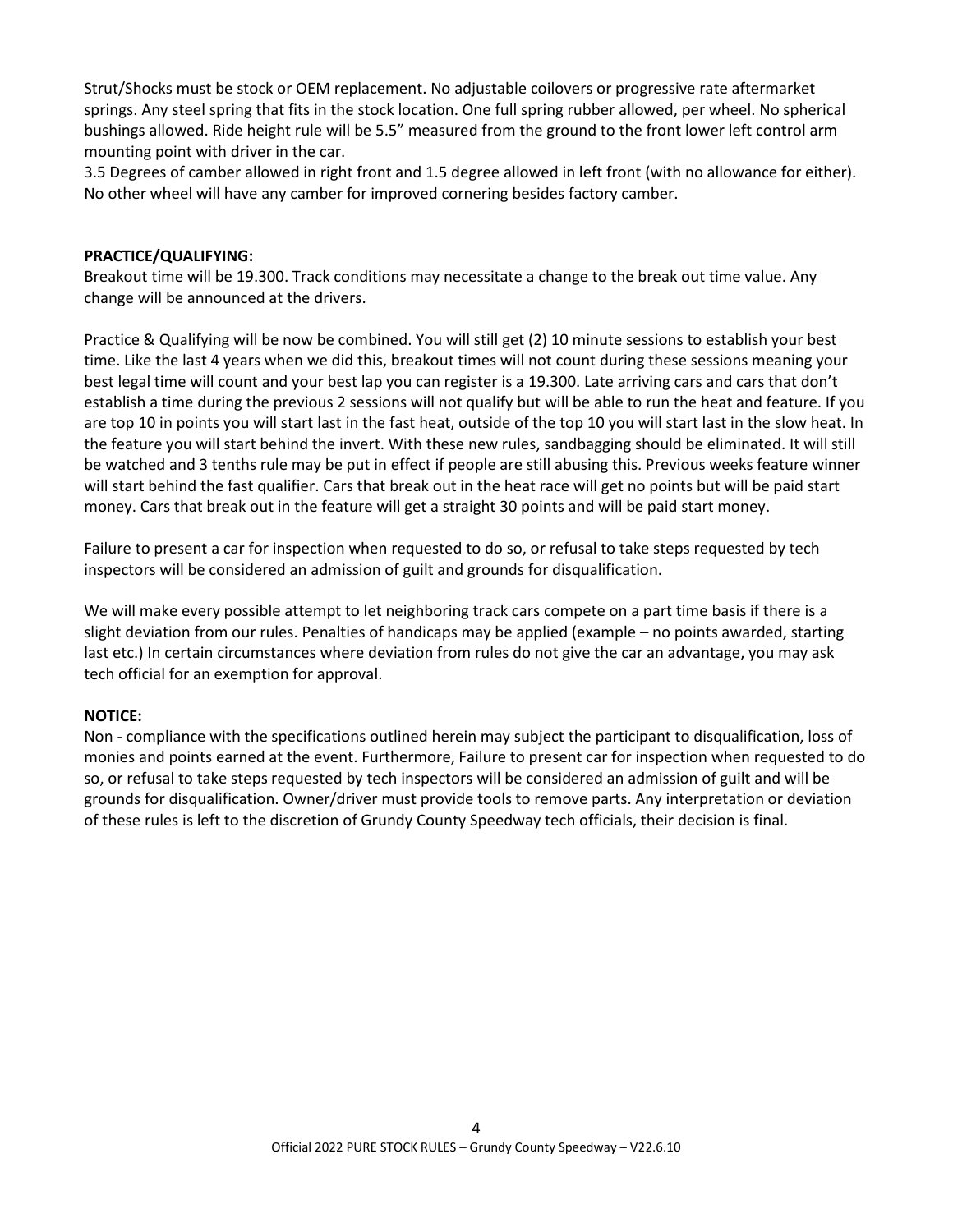Strut/Shocks must be stock or OEM replacement. No adjustable coilovers or progressive rate aftermarket springs. Any steel spring that fits in the stock location. One full spring rubber allowed, per wheel. No spherical bushings allowed. Ride height rule will be 5.5" measured from the ground to the front lower left control arm mounting point with driver in the car.
3.5 Degrees of camber allowed in right front and 1.5 degree allowed in left front (with no allowance for either). No other wheel will have any camber for improved cornering besides factory camber.

**PRACTICE/QUALIFYING:**

Breakout time will be 19.300. Track conditions may necessitate a change to the break out time value. Any change will be announced at the drivers.

Practice & Qualifying will be now be combined. You will still get (2) 10 minute sessions to establish your best time. Like the last 4 years when we did this, breakout times will not count during these sessions meaning your best legal time will count and your best lap you can register is a 19.300. Late arriving cars and cars that don't establish a time during the previous 2 sessions will not qualify but will be able to run the heat and feature. If you are top 10 in points you will start last in the fast heat, outside of the top 10 you will start last in the slow heat. In the feature you will start behind the invert. With these new rules, sandbagging should be eliminated. It will still be watched and 3 tenths rule may be put in effect if people are still abusing this. Previous weeks feature winner will start behind the fast qualifier. Cars that break out in the heat race will get no points but will be paid start money. Cars that break out in the feature will get a straight 30 points and will be paid start money.

Failure to present a car for inspection when requested to do so, or refusal to take steps requested by tech inspectors will be considered an admission of guilt and grounds for disqualification.

We will make every possible attempt to let neighboring track cars compete on a part time basis if there is a slight deviation from our rules. Penalties of handicaps may be applied (example – no points awarded, starting last etc.) In certain circumstances where deviation from rules do not give the car an advantage, you may ask tech official for an exemption for approval.

**NOTICE:**

Non - compliance with the specifications outlined herein may subject the participant to disqualification, loss of monies and points earned at the event. Furthermore, Failure to present car for inspection when requested to do so, or refusal to take steps requested by tech inspectors will be considered an admission of guilt and will be grounds for disqualification. Owner/driver must provide tools to remove parts. Any interpretation or deviation of these rules is left to the discretion of Grundy County Speedway tech officials, their decision is final.